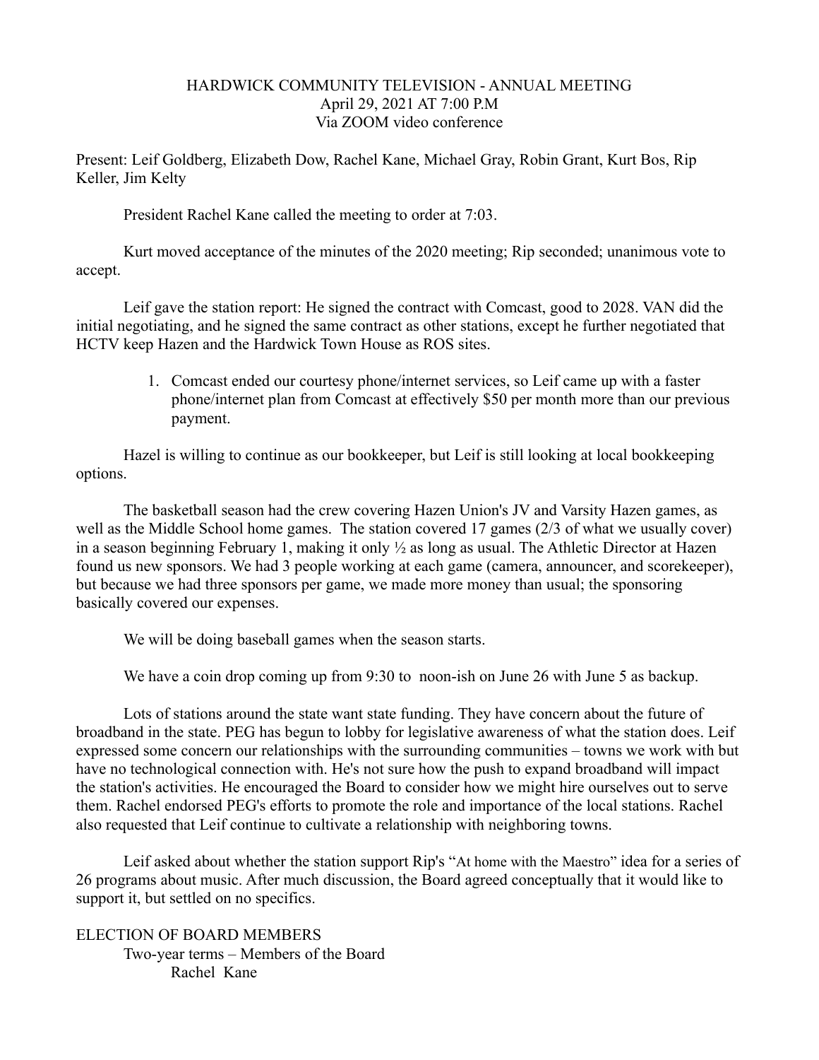# HARDWICK COMMUNITY TELEVISION - ANNUAL MEETING
April 29, 2021 AT 7:00 P.M
Via ZOOM video conference

Present: Leif Goldberg, Elizabeth Dow, Rachel Kane, Michael Gray, Robin Grant, Kurt Bos, Rip Keller, Jim Kelty

President Rachel Kane called the meeting to order at 7:03.

Kurt moved acceptance of the minutes of the 2020 meeting; Rip seconded; unanimous vote to accept.

Leif gave the station report: He signed the contract with Comcast, good to 2028. VAN did the initial negotiating, and he signed the same contract as other stations, except he further negotiated that HCTV keep Hazen and the Hardwick Town House as ROS sites.

1. Comcast ended our courtesy phone/internet services, so Leif came up with a faster phone/internet plan from Comcast at effectively $50 per month more than our previous payment.

Hazel is willing to continue as our bookkeeper, but Leif is still looking at local bookkeeping options.

The basketball season had the crew covering Hazen Union's JV and Varsity Hazen games, as well as the Middle School home games. The station covered 17 games (2/3 of what we usually cover) in a season beginning February 1, making it only ½ as long as usual. The Athletic Director at Hazen found us new sponsors. We had 3 people working at each game (camera, announcer, and scorekeeper), but because we had three sponsors per game, we made more money than usual; the sponsoring basically covered our expenses.

We will be doing baseball games when the season starts.

We have a coin drop coming up from 9:30 to noon-ish on June 26 with June 5 as backup.

Lots of stations around the state want state funding. They have concern about the future of broadband in the state. PEG has begun to lobby for legislative awareness of what the station does. Leif expressed some concern our relationships with the surrounding communities – towns we work with but have no technological connection with. He's not sure how the push to expand broadband will impact the station's activities. He encouraged the Board to consider how we might hire ourselves out to serve them. Rachel endorsed PEG's efforts to promote the role and importance of the local stations. Rachel also requested that Leif continue to cultivate a relationship with neighboring towns.

Leif asked about whether the station support Rip's "At home with the Maestro" idea for a series of 26 programs about music. After much discussion, the Board agreed conceptually that it would like to support it, but settled on no specifics.

## ELECTION OF BOARD MEMBERS

Two-year terms – Members of the Board

Rachel Kane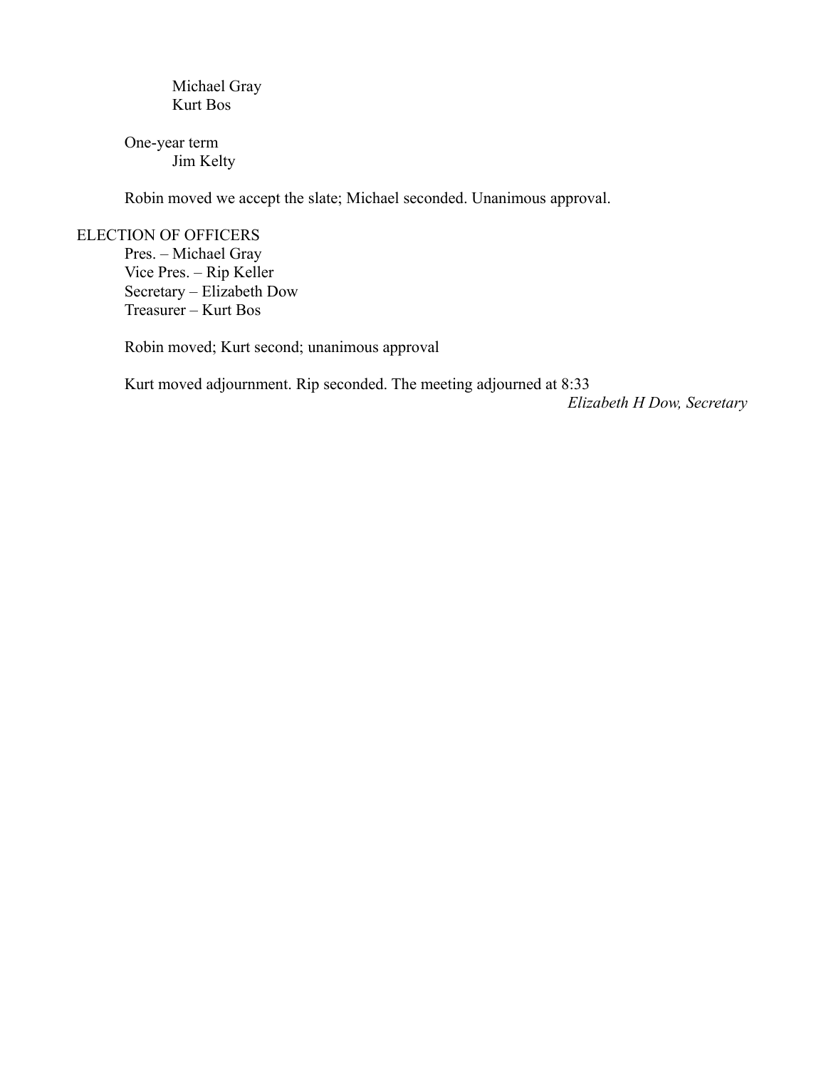Michael Gray
Kurt Bos

One-year term
Jim Kelty

Robin moved we accept the slate; Michael seconded. Unanimous approval.

ELECTION OF OFFICERS

Pres. – Michael Gray
Vice Pres. – Rip Keller
Secretary – Elizabeth Dow
Treasurer – Kurt Bos

Robin moved; Kurt second; unanimous approval

Kurt moved adjournment. Rip seconded. The meeting adjourned at 8:33

*Elizabeth H Dow, Secretary*